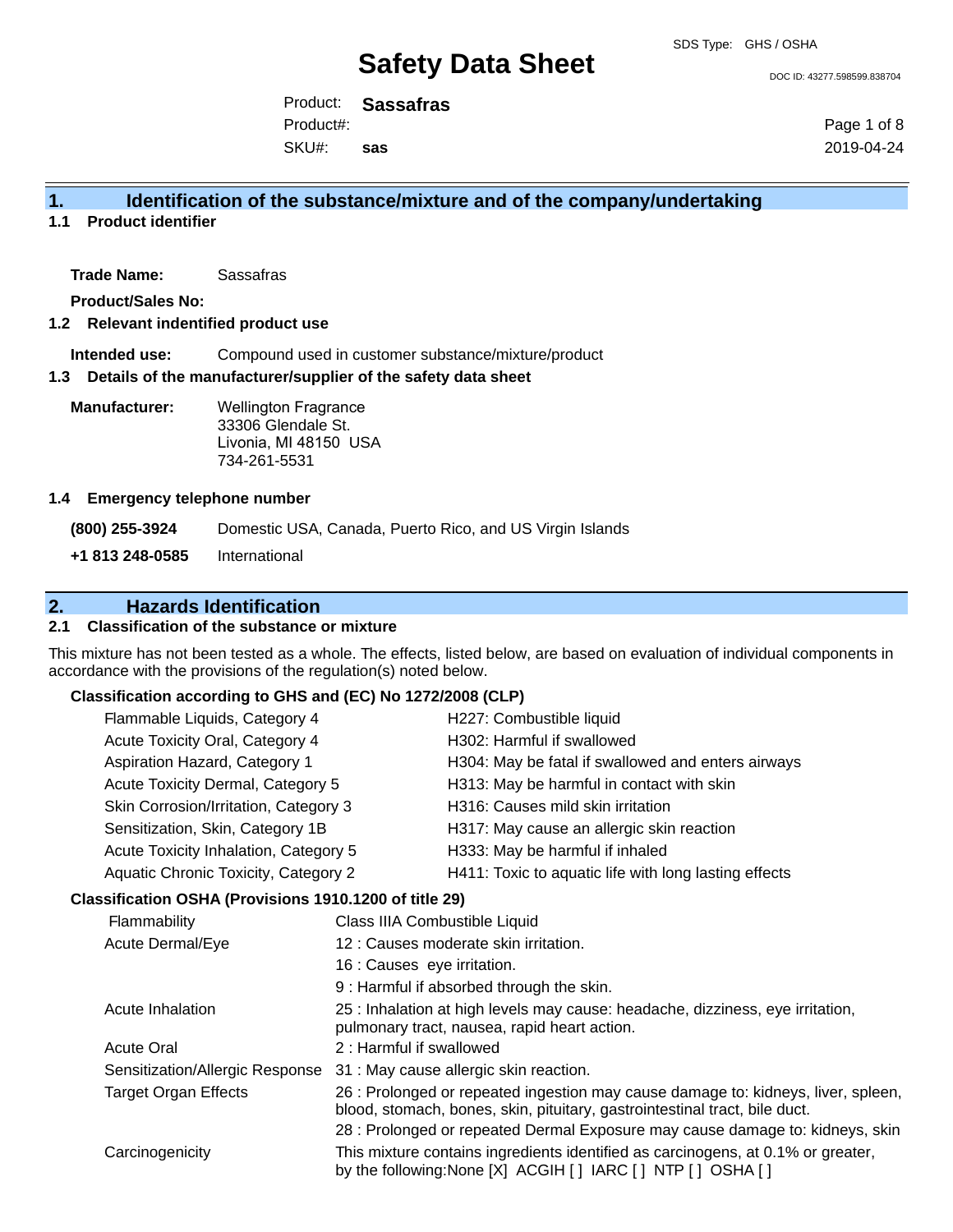# Safety Data Sheet

SDS Type: GHS / OSHA

DOC ID: 43277.598599.838704

Product: **Sassafras**
Product#:
SKU#: **sas**

2019-04-24

## 1. Identification of the substance/mixture and of the company/undertaking

### 1.1 Product identifier

**Trade Name:** Sassafras

**Product/Sales No:**

### 1.2 Relevant indentified product use

**Intended use:** Compound used in customer substance/mixture/product

### 1.3 Details of the manufacturer/supplier of the safety data sheet

**Manufacturer:** Wellington Fragrance
33306 Glendale St.
Livonia, MI 48150 USA
734-261-5531

### 1.4 Emergency telephone number

**(800) 255-3924** Domestic USA, Canada, Puerto Rico, and US Virgin Islands

**+1 813 248-0585** International

## 2. Hazards Identification

### 2.1 Classification of the substance or mixture

This mixture has not been tested as a whole. The effects, listed below, are based on evaluation of individual components in accordance with the provisions of the regulation(s) noted below.

**Classification according to GHS and (EC) No 1272/2008 (CLP)**

| | |
|---|---|
| Flammable Liquids, Category 4 | H227: Combustible liquid |
| Acute Toxicity Oral, Category 4 | H302: Harmful if swallowed |
| Aspiration Hazard, Category 1 | H304: May be fatal if swallowed and enters airways |
| Acute Toxicity Dermal, Category 5 | H313: May be harmful in contact with skin |
| Skin Corrosion/Irritation, Category 3 | H316: Causes mild skin irritation |
| Sensitization, Skin, Category 1B | H317: May cause an allergic skin reaction |
| Acute Toxicity Inhalation, Category 5 | H333: May be harmful if inhaled |
| Aquatic Chronic Toxicity, Category 2 | H411: Toxic to aquatic life with long lasting effects |

**Classification OSHA (Provisions 1910.1200 of title 29)**

| | |
|---|---|
| Flammability | Class IIIA Combustible Liquid |
| Acute Dermal/Eye | 12 : Causes moderate skin irritation. |
| | 16 : Causes eye irritation. |
| | 9 : Harmful if absorbed through the skin. |
| Acute Inhalation | 25 : Inhalation at high levels may cause: headache, dizziness, eye irritation, pulmonary tract, nausea, rapid heart action. |
| Acute Oral | 2 : Harmful if swallowed |
| Sensitization/Allergic Response | 31 : May cause allergic skin reaction. |
| Target Organ Effects | 26 : Prolonged or repeated ingestion may cause damage to: kidneys, liver, spleen, blood, stomach, bones, skin, pituitary, gastrointestinal tract, bile duct. |
| | 28 : Prolonged or repeated Dermal Exposure may cause damage to: kidneys, skin |
| Carcinogenicity | This mixture contains ingredients identified as carcinogens, at 0.1% or greater, by the following:None [X] ACGIH [ ] IARC [ ] NTP [ ] OSHA [ ] |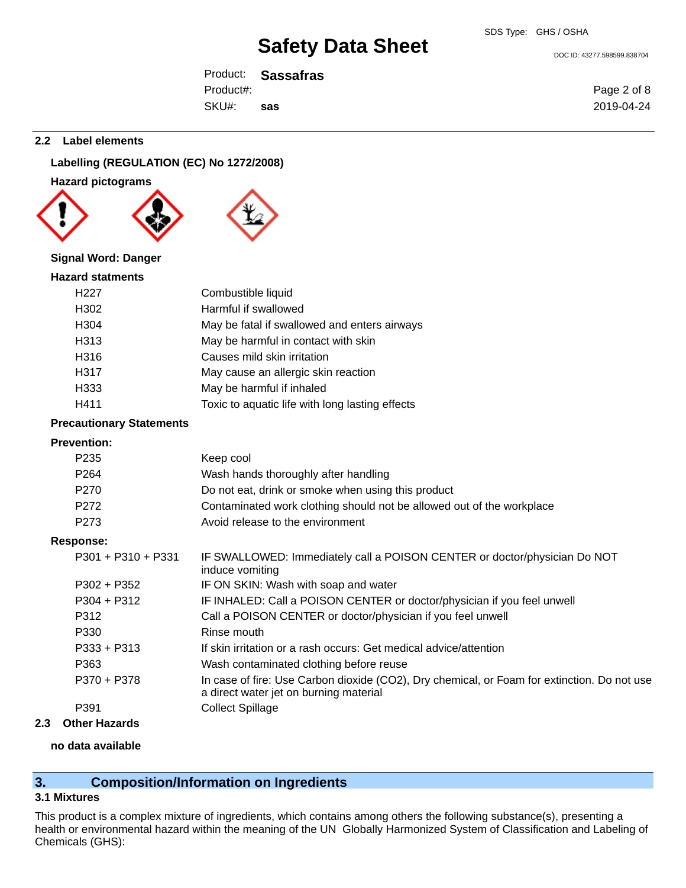### 2.2 Label elements

**Labelling (REGULATION (EC) No 1272/2008)**

**Hazard pictograms**

**Signal Word: Danger**

**Hazard statments**

| | |
|---|---|
| H227 | Combustible liquid |
| H302 | Harmful if swallowed |
| H304 | May be fatal if swallowed and enters airways |
| H313 | May be harmful in contact with skin |
| H316 | Causes mild skin irritation |
| H317 | May cause an allergic skin reaction |
| H333 | May be harmful if inhaled |
| H411 | Toxic to aquatic life with long lasting effects |

**Precautionary Statements**

**Prevention:**

| | |
|---|---|
| P235 | Keep cool |
| P264 | Wash hands thoroughly after handling |
| P270 | Do not eat, drink or smoke when using this product |
| P272 | Contaminated work clothing should not be allowed out of the workplace |
| P273 | Avoid release to the environment |

**Response:**

| | |
|---|---|
| P301 + P310 + P331 | IF SWALLOWED: Immediately call a POISON CENTER or doctor/physician Do NOT induce vomiting |
| P302 + P352 | IF ON SKIN: Wash with soap and water |
| P304 + P312 | IF INHALED: Call a POISON CENTER or doctor/physician if you feel unwell |
| P312 | Call a POISON CENTER or doctor/physician if you feel unwell |
| P330 | Rinse mouth |
| P333 + P313 | If skin irritation or a rash occurs: Get medical advice/attention |
| P363 | Wash contaminated clothing before reuse |
| P370 + P378 | In case of fire: Use Carbon dioxide ($CO_2$), Dry chemical, or Foam for extinction. Do not use a direct water jet on burning material |
| P391 | Collect Spillage |

### 2.3 Other Hazards

**no data available**

## 3. Composition/Information on Ingredients

### 3.1 Mixtures

This product is a complex mixture of ingredients, which contains among others the following substance(s), presenting a health or environmental hazard within the meaning of the UN Globally Harmonized System of Classification and Labeling of Chemicals (GHS):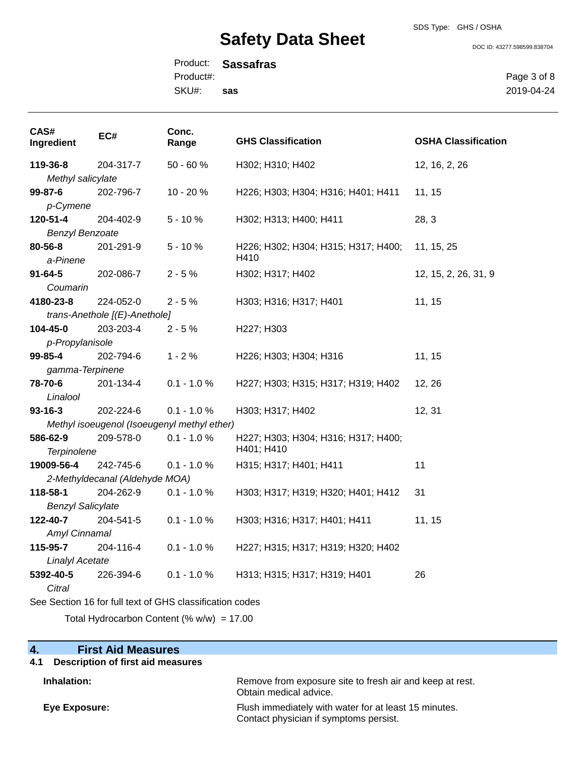| CAS# Ingredient | EC# | Conc. Range | GHS Classification | OSHA Classification |
| --- | --- | --- | --- | --- |
| **119-36-8** *Methyl salicylate* | 204-317-7 | 50 - 60 % | H302; H310; H402 | 12, 16, 2, 26 |
| **99-87-6** *p-Cymene* | 202-796-7 | 10 - 20 % | H226; H303; H304; H316; H401; H411 | 11, 15 |
| **120-51-4** *Benzyl Benzoate* | 204-402-9 | 5 - 10 % | H302; H313; H400; H411 | 28, 3 |
| **80-56-8** *a-Pinene* | 201-291-9 | 5 - 10 % | H226; H302; H304; H315; H317; H400; H410 | 11, 15, 25 |
| **91-64-5** *Coumarin* | 202-086-7 | 2 - 5 % | H302; H317; H402 | 12, 15, 2, 26, 31, 9 |
| **4180-23-8** *trans-Anethole [(E)-Anethole]* | 224-052-0 | 2 - 5 % | H303; H316; H317; H401 | 11, 15 |
| **104-45-0** *p-Propylanisole* | 203-203-4 | 2 - 5 % | H227; H303 | |
| **99-85-4** *gamma-Terpinene* | 202-794-6 | 1 - 2 % | H226; H303; H304; H316 | 11, 15 |
| **78-70-6** *Linalool* | 201-134-4 | 0.1 - 1.0 % | H227; H303; H315; H317; H319; H402 | 12, 26 |
| **93-16-3** *Methyl isoeugenol (Isoeugenyl methyl ether)* | 202-224-6 | 0.1 - 1.0 % | H303; H317; H402 | 12, 31 |
| **586-62-9** *Terpinolene* | 209-578-0 | 0.1 - 1.0 % | H227; H303; H304; H316; H317; H400; H401; H410 | |
| **19009-56-4** *2-Methyldecanal (Aldehyde MOA)* | 242-745-6 | 0.1 - 1.0 % | H315; H317; H401; H411 | 11 |
| **118-58-1** *Benzyl Salicylate* | 204-262-9 | 0.1 - 1.0 % | H303; H317; H319; H320; H401; H412 | 31 |
| **122-40-7** *Amyl Cinnamal* | 204-541-5 | 0.1 - 1.0 % | H303; H316; H317; H401; H411 | 11, 15 |
| **115-95-7** *Linalyl Acetate* | 204-116-4 | 0.1 - 1.0 % | H227; H315; H317; H319; H320; H402 | |
| **5392-40-5** *Citral* | 226-394-6 | 0.1 - 1.0 % | H313; H315; H317; H319; H401 | 26 |

See Section 16 for full text of GHS classification codes

Total Hydrocarbon Content (% w/w) = 17.00

## 4. First Aid Measures

### 4.1 Description of first aid measures

**Inhalation:** Remove from exposure site to fresh air and keep at rest. Obtain medical advice.

**Eye Exposure:** Flush immediately with water for at least 15 minutes. Contact physician if symptoms persist.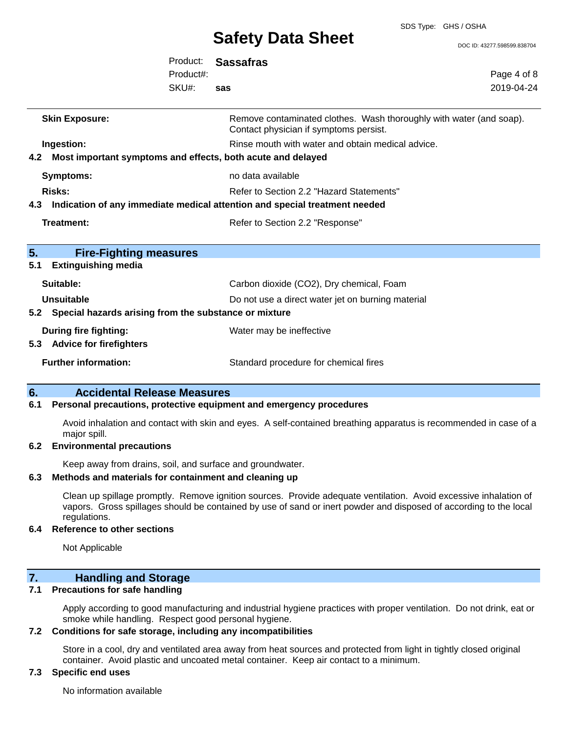| | |
|---|---|
| **Skin Exposure:** | Remove contaminated clothes. Wash thoroughly with water (and soap). Contact physician if symptoms persist. |
| **Ingestion:** | Rinse mouth with water and obtain medical advice. |

### 4.2 Most important symptoms and effects, both acute and delayed

| | |
|---|---|
| **Symptoms:** | no data available |
| **Risks:** | Refer to Section 2.2 "Hazard Statements" |

### 4.3 Indication of any immediate medical attention and special treatment needed

| | |
|---|---|
| **Treatment:** | Refer to Section 2.2 "Response" |

## 5. Fire-Fighting measures

### 5.1 Extinguishing media

| | |
|---|---|
| **Suitable:** | Carbon dioxide (CO2), Dry chemical, Foam |
| **Unsuitable** | Do not use a direct water jet on burning material |

### 5.2 Special hazards arising from the substance or mixture

| | |
|---|---|
| **During fire fighting:** | Water may be ineffective |

### 5.3 Advice for firefighters

| | |
|---|---|
| **Further information:** | Standard procedure for chemical fires |

## 6. Accidental Release Measures

### 6.1 Personal precautions, protective equipment and emergency procedures

Avoid inhalation and contact with skin and eyes. A self-contained breathing apparatus is recommended in case of a major spill.

### 6.2 Environmental precautions

Keep away from drains, soil, and surface and groundwater.

### 6.3 Methods and materials for containment and cleaning up

Clean up spillage promptly. Remove ignition sources. Provide adequate ventilation. Avoid excessive inhalation of vapors. Gross spillages should be contained by use of sand or inert powder and disposed of according to the local regulations.

### 6.4 Reference to other sections

Not Applicable

## 7. Handling and Storage

### 7.1 Precautions for safe handling

Apply according to good manufacturing and industrial hygiene practices with proper ventilation. Do not drink, eat or smoke while handling. Respect good personal hygiene.

### 7.2 Conditions for safe storage, including any incompatibilities

Store in a cool, dry and ventilated area away from heat sources and protected from light in tightly closed original container. Avoid plastic and uncoated metal container. Keep air contact to a minimum.

### 7.3 Specific end uses

No information available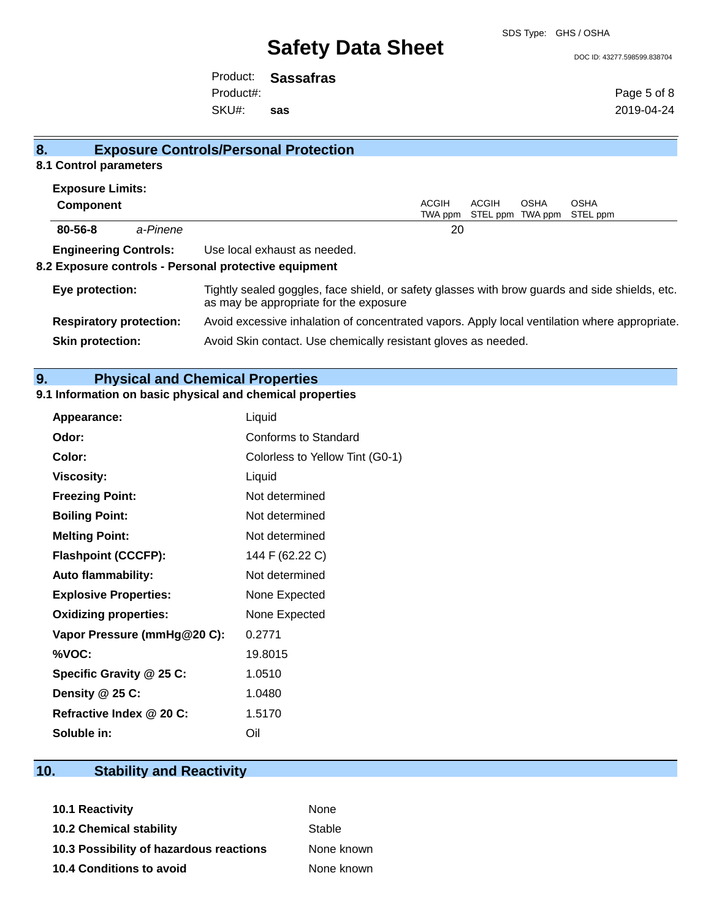## 8. Exposure Controls/Personal Protection

### 8.1 Control parameters

**Exposure Limits:**

| **Component** | | ACGIH TWA ppm | ACGIH STEL ppm | OSHA TWA ppm | OSHA STEL ppm |
|---|---|---|---|---|---|
| **80-56-8** | *a-Pinene* | 20 | | | |

**Engineering Controls:** Use local exhaust as needed.

### 8.2 Exposure controls - Personal protective equipment

**Eye protection:** Tightly sealed goggles, face shield, or safety glasses with brow guards and side shields, etc. as may be appropriate for the exposure

**Respiratory protection:** Avoid excessive inhalation of concentrated vapors. Apply local ventilation where appropriate.

**Skin protection:** Avoid Skin contact. Use chemically resistant gloves as needed.

## 9. Physical and Chemical Properties

### 9.1 Information on basic physical and chemical properties

| | |
|---|---|
| **Appearance:** | Liquid |
| **Odor:** | Conforms to Standard |
| **Color:** | Colorless to Yellow Tint (G0-1) |
| **Viscosity:** | Liquid |
| **Freezing Point:** | Not determined |
| **Boiling Point:** | Not determined |
| **Melting Point:** | Not determined |
| **Flashpoint (CCCFP):** | 144 F (62.22 C) |
| **Auto flammability:** | Not determined |
| **Explosive Properties:** | None Expected |
| **Oxidizing properties:** | None Expected |
| **Vapor Pressure (mmHg@20 C):** | 0.2771 |
| **%VOC:** | 19.8015 |
| **Specific Gravity @ 25 C:** | 1.0510 |
| **Density @ 25 C:** | 1.0480 |
| **Refractive Index @ 20 C:** | 1.5170 |
| **Soluble in:** | Oil |

## 10. Stability and Reactivity

| | |
|---|---|
| **10.1 Reactivity** | None |
| **10.2 Chemical stability** | Stable |
| **10.3 Possibility of hazardous reactions** | None known |
| **10.4 Conditions to avoid** | None known |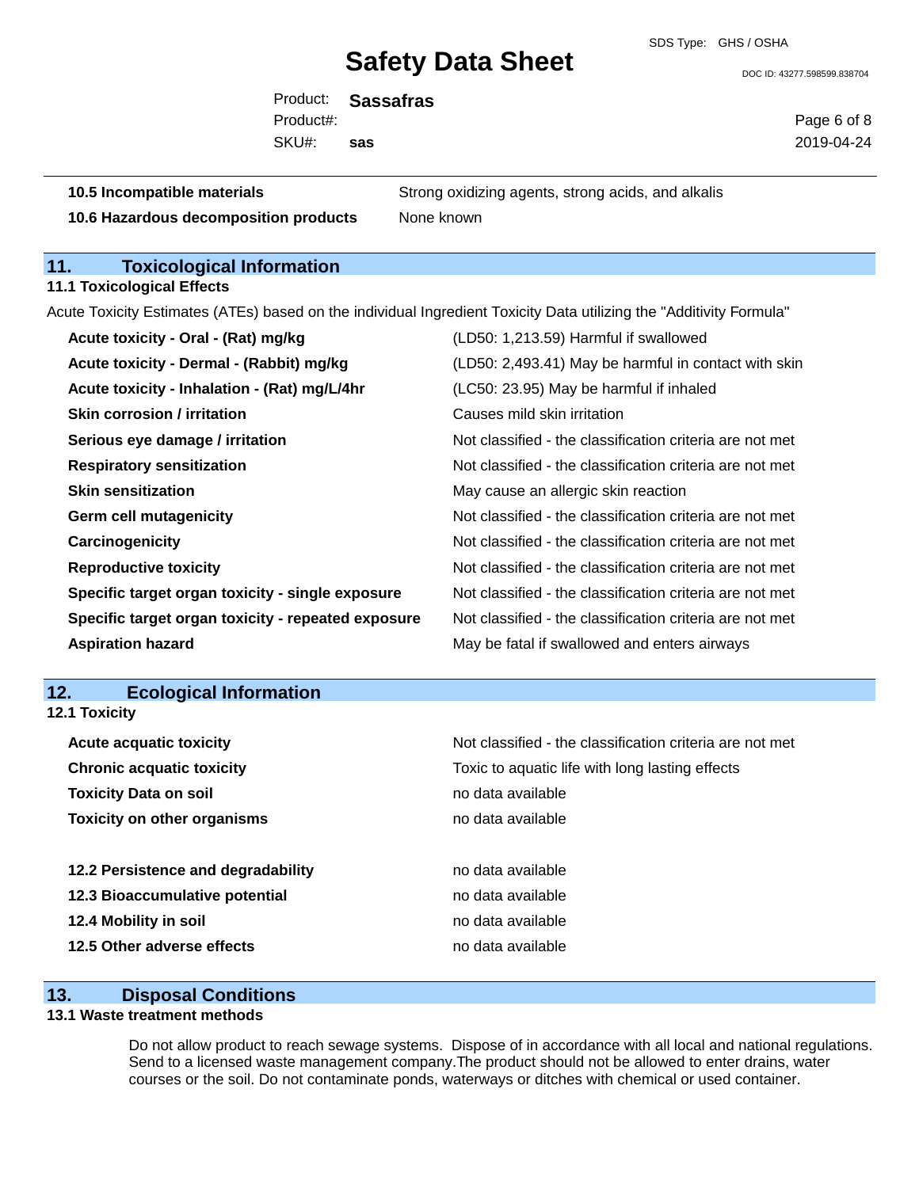| | |
|---|---|
| **10.5 Incompatible materials** | Strong oxidizing agents, strong acids, and alkalis |
| **10.6 Hazardous decomposition products** | None known |

## 11. Toxicological Information

### 11.1 Toxicological Effects

Acute Toxicity Estimates (ATEs) based on the individual Ingredient Toxicity Data utilizing the "Additivity Formula"

| | |
|---|---|
| **Acute toxicity - Oral - (Rat) mg/kg** | (LD50: 1,213.59) Harmful if swallowed |
| **Acute toxicity - Dermal - (Rabbit) mg/kg** | (LD50: 2,493.41) May be harmful in contact with skin |
| **Acute toxicity - Inhalation - (Rat) mg/L/4hr** | (LC50: 23.95) May be harmful if inhaled |
| **Skin corrosion / irritation** | Causes mild skin irritation |
| **Serious eye damage / irritation** | Not classified - the classification criteria are not met |
| **Respiratory sensitization** | Not classified - the classification criteria are not met |
| **Skin sensitization** | May cause an allergic skin reaction |
| **Germ cell mutagenicity** | Not classified - the classification criteria are not met |
| **Carcinogenicity** | Not classified - the classification criteria are not met |
| **Reproductive toxicity** | Not classified - the classification criteria are not met |
| **Specific target organ toxicity - single exposure** | Not classified - the classification criteria are not met |
| **Specific target organ toxicity - repeated exposure** | Not classified - the classification criteria are not met |
| **Aspiration hazard** | May be fatal if swallowed and enters airways |

## 12. Ecological Information

### 12.1 Toxicity

| | |
|---|---|
| **Acute acquatic toxicity** | Not classified - the classification criteria are not met |
| **Chronic acquatic toxicity** | Toxic to aquatic life with long lasting effects |
| **Toxicity Data on soil** | no data available |
| **Toxicity on other organisms** | no data available |

| | |
|---|---|
| **12.2 Persistence and degradability** | no data available |
| **12.3 Bioaccumulative potential** | no data available |
| **12.4 Mobility in soil** | no data available |
| **12.5 Other adverse effects** | no data available |

## 13. Disposal Conditions

### 13.1 Waste treatment methods

Do not allow product to reach sewage systems. Dispose of in accordance with all local and national regulations. Send to a licensed waste management company.The product should not be allowed to enter drains, water courses or the soil. Do not contaminate ponds, waterways or ditches with chemical or used container.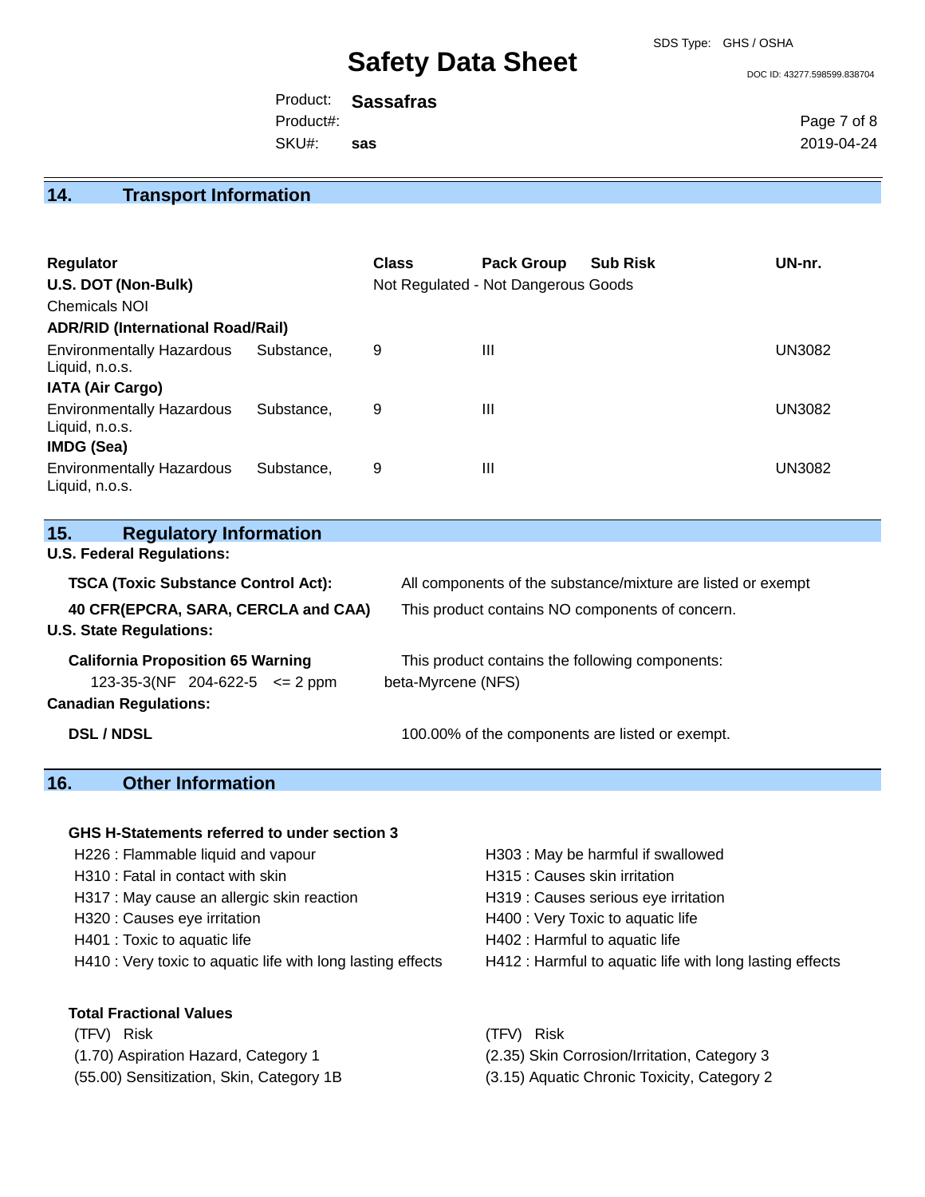## 14. Transport Information

| Regulator | Class | Pack Group | Sub Risk | UN-nr. |
|---|---|---|---|---|
| **U.S. DOT (Non-Bulk)** | Not Regulated - Not Dangerous Goods | | | |
| Chemicals NOI | | | | |
| **ADR/RID (International Road/Rail)** | | | | |
| Environmentally Hazardous Substance, Liquid, n.o.s. | 9 | III | | UN3082 |
| **IATA (Air Cargo)** | | | | |
| Environmentally Hazardous Substance, Liquid, n.o.s. | 9 | III | | UN3082 |
| **IMDG (Sea)** | | | | |
| Environmentally Hazardous Substance, Liquid, n.o.s. | 9 | III | | UN3082 |

## 15. Regulatory Information

**U.S. Federal Regulations:**

**TSCA (Toxic Substance Control Act):** All components of the substance/mixture are listed or exempt

**40 CFR(EPCRA, SARA, CERCLA and CAA)** This product contains NO components of concern.

**U.S. State Regulations:**

**California Proposition 65 Warning** This product contains the following components:

123-35-3(NF 204-622-5 <= 2 ppm beta-Myrcene (NFS)

**Canadian Regulations:**

**DSL / NDSL** 100.00% of the components are listed or exempt.

## 16. Other Information

**GHS H-Statements referred to under section 3**

- H226 : Flammable liquid and vapour
- H303 : May be harmful if swallowed
- H310 : Fatal in contact with skin
- H315 : Causes skin irritation
- H317 : May cause an allergic skin reaction
- H319 : Causes serious eye irritation
- H320 : Causes eye irritation
- H400 : Very Toxic to aquatic life
- H401 : Toxic to aquatic life
- H402 : Harmful to aquatic life
- H410 : Very toxic to aquatic life with long lasting effects
- H412 : Harmful to aquatic life with long lasting effects

**Total Fractional Values**

| (TFV) Risk | (TFV) Risk |
|---|---|
| (1.70) Aspiration Hazard, Category 1 | (2.35) Skin Corrosion/Irritation, Category 3 |
| (55.00) Sensitization, Skin, Category 1B | (3.15) Aquatic Chronic Toxicity, Category 2 |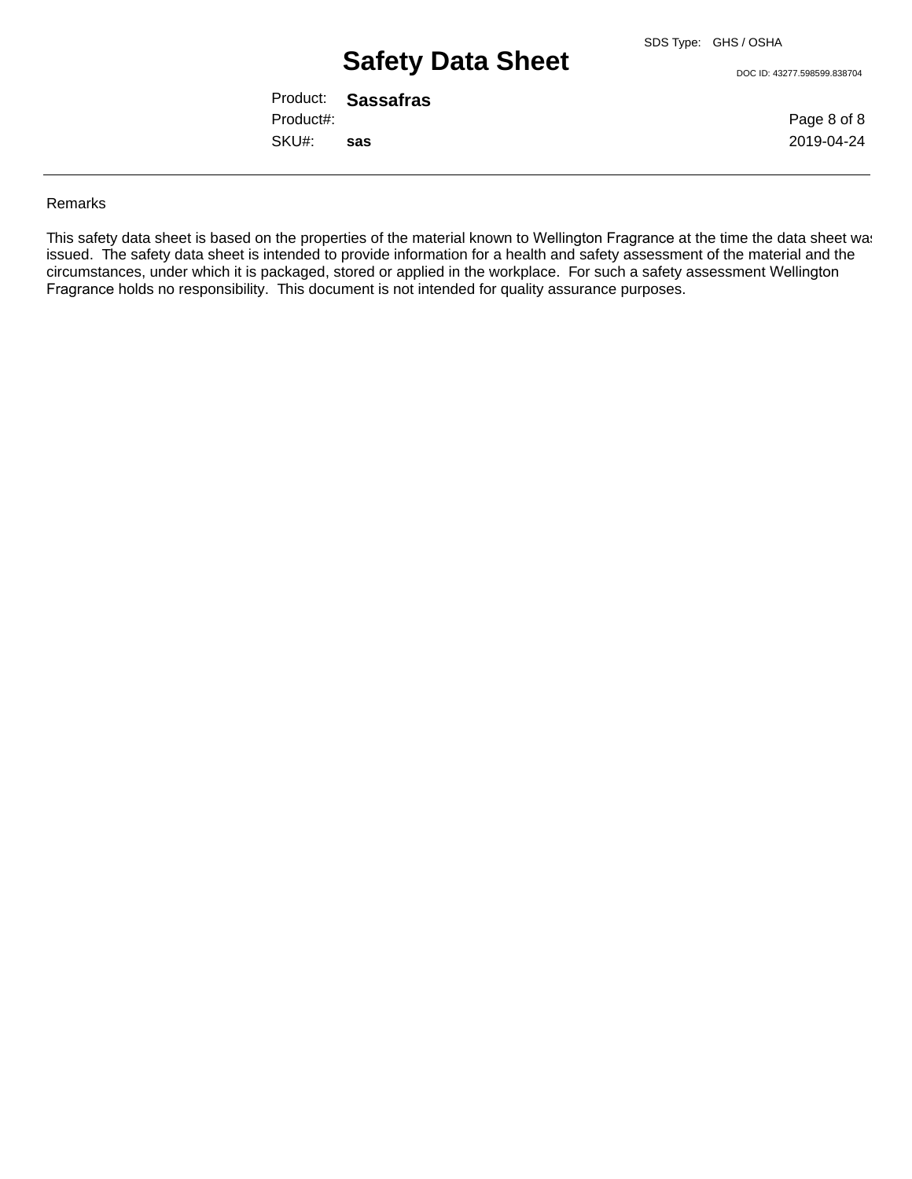Remarks

This safety data sheet is based on the properties of the material known to Wellington Fragrance at the time the data sheet was issued. The safety data sheet is intended to provide information for a health and safety assessment of the material and the circumstances, under which it is packaged, stored or applied in the workplace. For such a safety assessment Wellington Fragrance holds no responsibility. This document is not intended for quality assurance purposes.